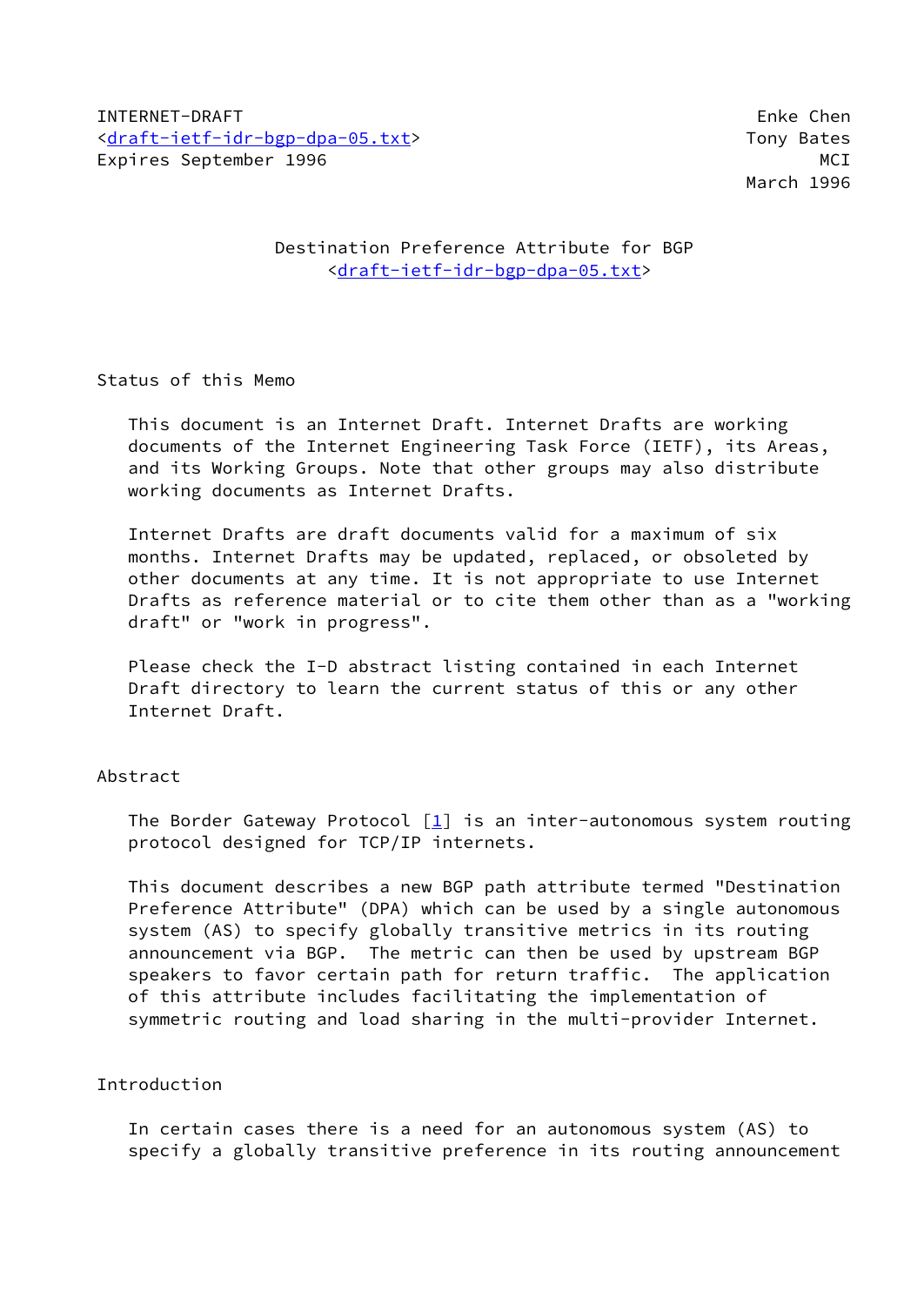INTERNET-DRAFT                                                Enke Chen
<draft-ietf-idr-bgp-dpa-05.txt>                              Tony Bates
Expires September 1996                                              MCI
                                                             March 1996

# Destination Preference Attribute for BGP

<draft-ietf-idr-bgp-dpa-05.txt>

## Status of this Memo

This document is an Internet Draft. Internet Drafts are working documents of the Internet Engineering Task Force (IETF), its Areas, and its Working Groups. Note that other groups may also distribute working documents as Internet Drafts.

Internet Drafts are draft documents valid for a maximum of six months. Internet Drafts may be updated, replaced, or obsoleted by other documents at any time. It is not appropriate to use Internet Drafts as reference material or to cite them other than as a "working draft" or "work in progress".

Please check the I-D abstract listing contained in each Internet Draft directory to learn the current status of this or any other Internet Draft.

## Abstract

The Border Gateway Protocol [1] is an inter-autonomous system routing protocol designed for TCP/IP internets.

This document describes a new BGP path attribute termed "Destination Preference Attribute" (DPA) which can be used by a single autonomous system (AS) to specify globally transitive metrics in its routing announcement via BGP. The metric can then be used by upstream BGP speakers to favor certain path for return traffic. The application of this attribute includes facilitating the implementation of symmetric routing and load sharing in the multi-provider Internet.

## Introduction

In certain cases there is a need for an autonomous system (AS) to specify a globally transitive preference in its routing announcement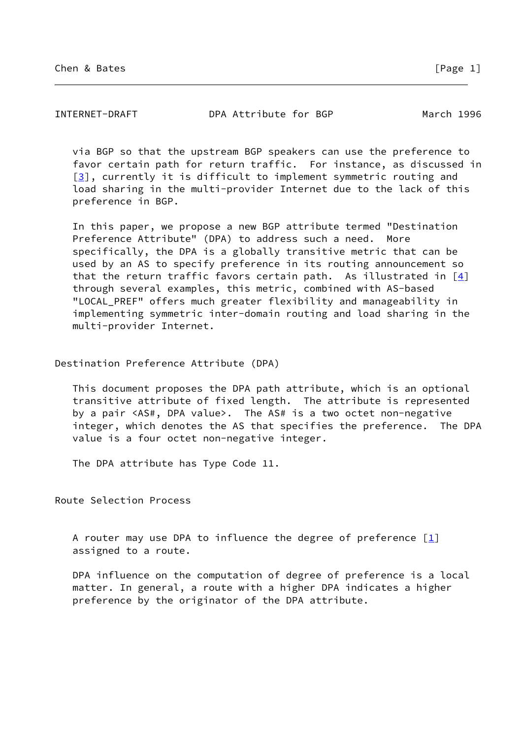via BGP so that the upstream BGP speakers can use the preference to favor certain path for return traffic. For instance, as discussed in [3], currently it is difficult to implement symmetric routing and load sharing in the multi-provider Internet due to the lack of this preference in BGP.

In this paper, we propose a new BGP attribute termed "Destination Preference Attribute" (DPA) to address such a need. More specifically, the DPA is a globally transitive metric that can be used by an AS to specify preference in its routing announcement so that the return traffic favors certain path. As illustrated in [4] through several examples, this metric, combined with AS-based "LOCAL_PREF" offers much greater flexibility and manageability in implementing symmetric inter-domain routing and load sharing in the multi-provider Internet.

## Destination Preference Attribute (DPA)

This document proposes the DPA path attribute, which is an optional transitive attribute of fixed length. The attribute is represented by a pair <AS#, DPA value>. The AS# is a two octet non-negative integer, which denotes the AS that specifies the preference. The DPA value is a four octet non-negative integer.

The DPA attribute has Type Code 11.

## Route Selection Process

A router may use DPA to influence the degree of preference [1] assigned to a route.

DPA influence on the computation of degree of preference is a local matter. In general, a route with a higher DPA indicates a higher preference by the originator of the DPA attribute.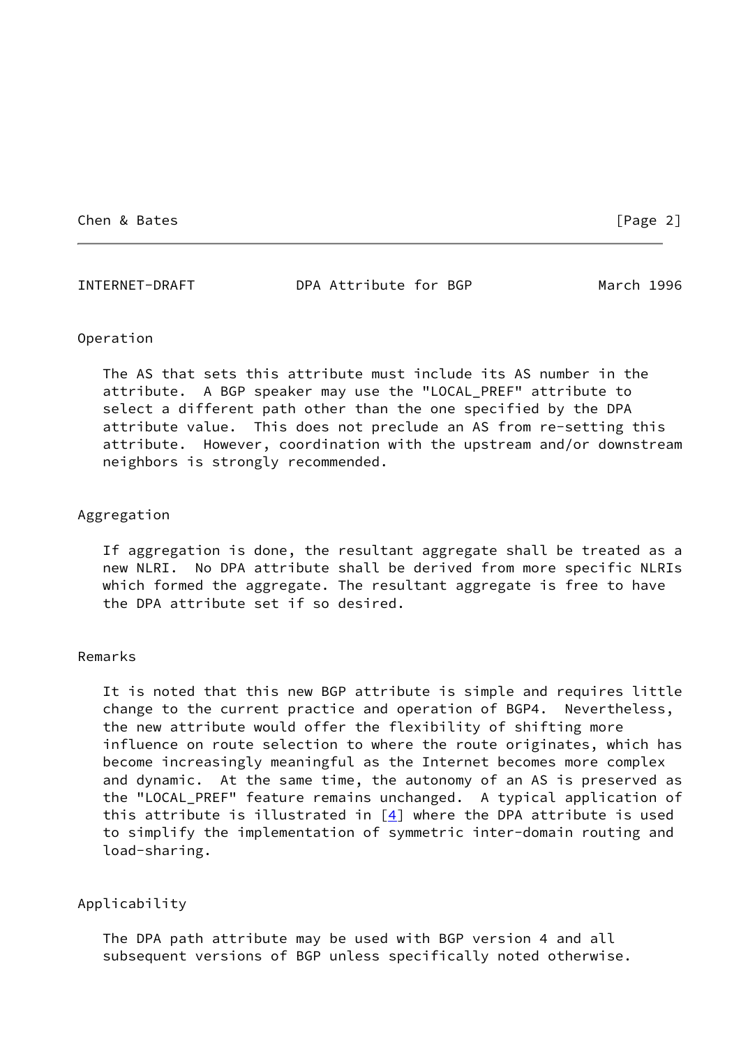## Operation

The AS that sets this attribute must include its AS number in the attribute. A BGP speaker may use the "LOCAL_PREF" attribute to select a different path other than the one specified by the DPA attribute value. This does not preclude an AS from re-setting this attribute. However, coordination with the upstream and/or downstream neighbors is strongly recommended.

## Aggregation

If aggregation is done, the resultant aggregate shall be treated as a new NLRI. No DPA attribute shall be derived from more specific NLRIs which formed the aggregate. The resultant aggregate is free to have the DPA attribute set if so desired.

## Remarks

It is noted that this new BGP attribute is simple and requires little change to the current practice and operation of BGP4. Nevertheless, the new attribute would offer the flexibility of shifting more influence on route selection to where the route originates, which has become increasingly meaningful as the Internet becomes more complex and dynamic. At the same time, the autonomy of an AS is preserved as the "LOCAL_PREF" feature remains unchanged. A typical application of this attribute is illustrated in [4] where the DPA attribute is used to simplify the implementation of symmetric inter-domain routing and load-sharing.

## Applicability

The DPA path attribute may be used with BGP version 4 and all subsequent versions of BGP unless specifically noted otherwise.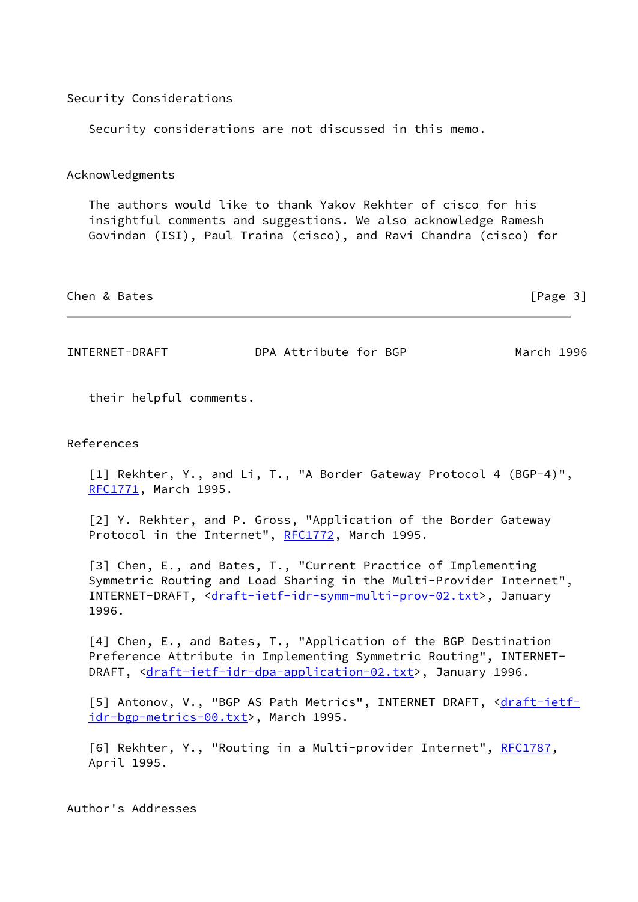## Security Considerations

Security considerations are not discussed in this memo.

## Acknowledgments

The authors would like to thank Yakov Rekhter of cisco for his insightful comments and suggestions. We also acknowledge Ramesh Govindan (ISI), Paul Traina (cisco), and Ravi Chandra (cisco) for their helpful comments.

## References

[1] Rekhter, Y., and Li, T., "A Border Gateway Protocol 4 (BGP-4)", RFC1771, March 1995.

[2] Y. Rekhter, and P. Gross, "Application of the Border Gateway Protocol in the Internet", RFC1772, March 1995.

[3] Chen, E., and Bates, T., "Current Practice of Implementing Symmetric Routing and Load Sharing in the Multi-Provider Internet", INTERNET-DRAFT, <draft-ietf-idr-symm-multi-prov-02.txt>, January 1996.

[4] Chen, E., and Bates, T., "Application of the BGP Destination Preference Attribute in Implementing Symmetric Routing", INTERNET-DRAFT, <draft-ietf-idr-dpa-application-02.txt>, January 1996.

[5] Antonov, V., "BGP AS Path Metrics", INTERNET DRAFT, <draft-ietf-idr-bgp-metrics-00.txt>, March 1995.

[6] Rekhter, Y., "Routing in a Multi-provider Internet", RFC1787, April 1995.

## Author's Addresses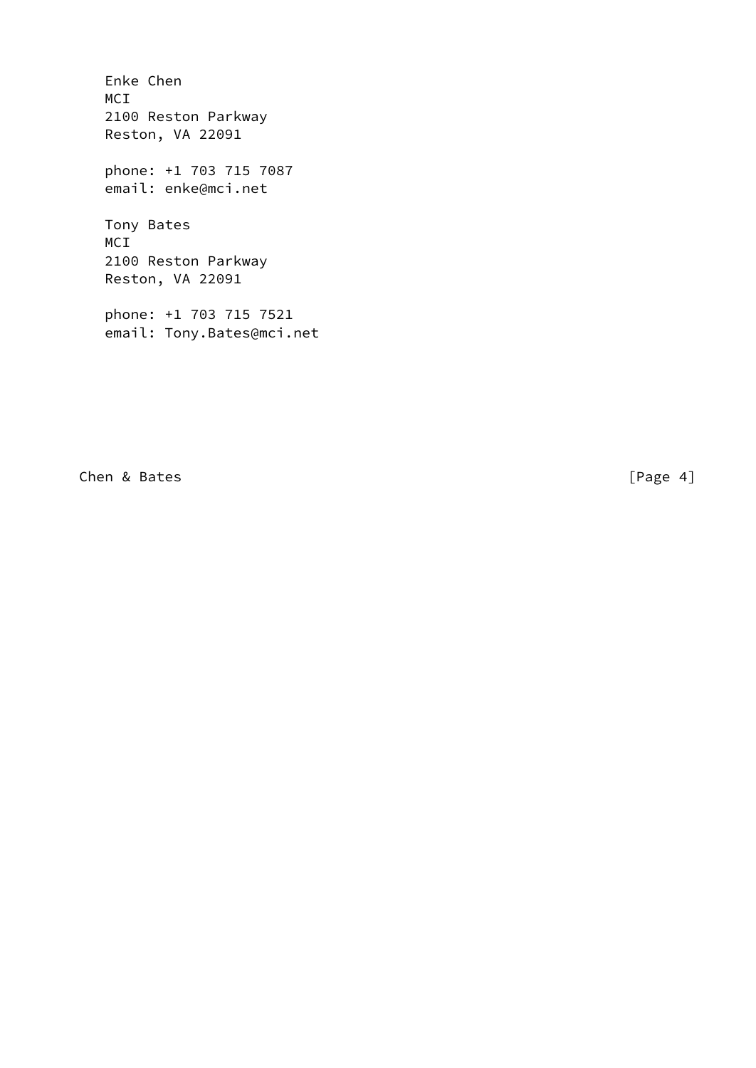Enke Chen
MCI
2100 Reston Parkway
Reston, VA 22091

phone: +1 703 715 7087
email: enke@mci.net

Tony Bates
MCI
2100 Reston Parkway
Reston, VA 22091

phone: +1 703 715 7521
email: Tony.Bates@mci.net